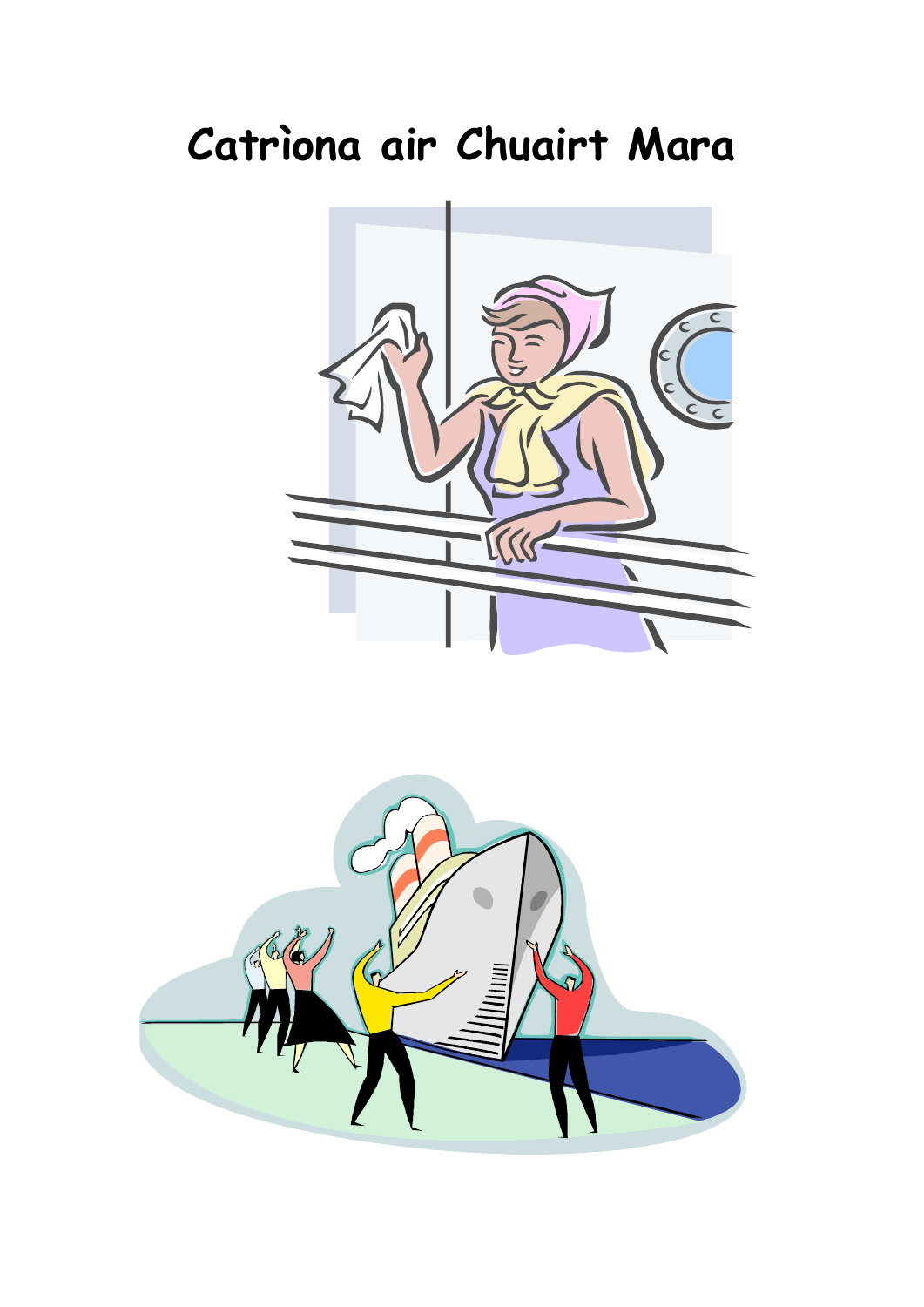# Catrìona air Chuairt Mara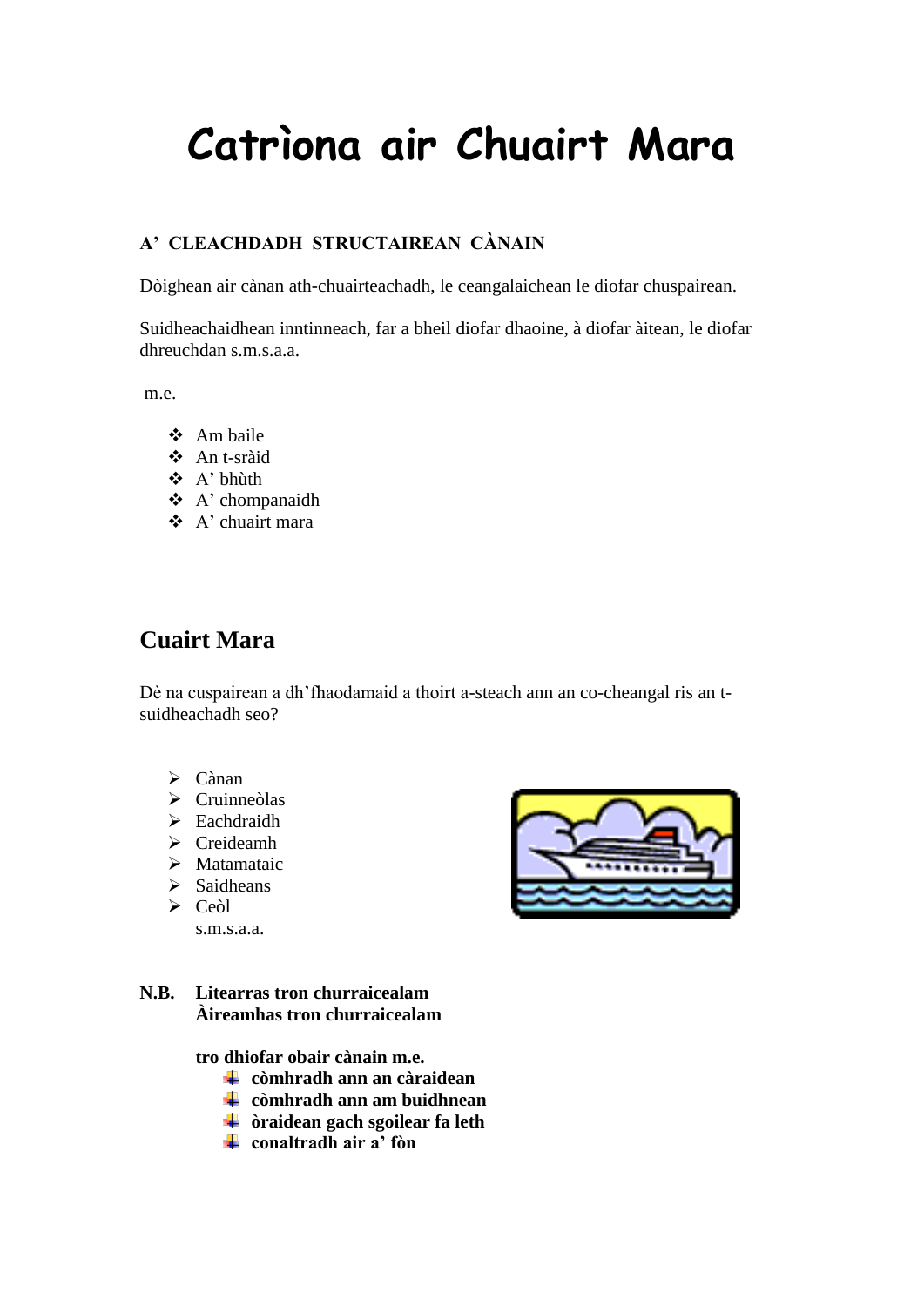# Catrìona air Chuairt Mara

**A' CLEACHDADH STRUCTAIREAN CÀNAIN**

Dòighean air cànan ath-chuairteachadh, le ceangalaichean le diofar chuspairean.

Suidheachaidhean inntinneach, far a bheil diofar dhaoine, à diofar àitean, le diofar dhreuchdan s.m.s.a.a.

m.e.

- Am baile
- An t-sràid
- A' bhùth
- A' chompanaidh
- A' chuairt mara

## Cuairt Mara

Dè na cuspairean a dh'fhaodamaid a thoirt a-steach ann an co-cheangal ris an t-suidheachadh seo?

- Cànan
- Cruinneòlas
- Eachdraidh
- Creideamh
- Matamataic
- Saidheans
- Ceòl

s.m.s.a.a.

**N.B. Litearras tron churraicealam**
**Àireamhas tron churraicealam**

**tro dhiofar obair cànain m.e.**

- **còmhradh ann an càraidean**
- **còmhradh ann am buidhnean**
- **òraidean gach sgoilear fa leth**
- **conaltradh air a' fòn**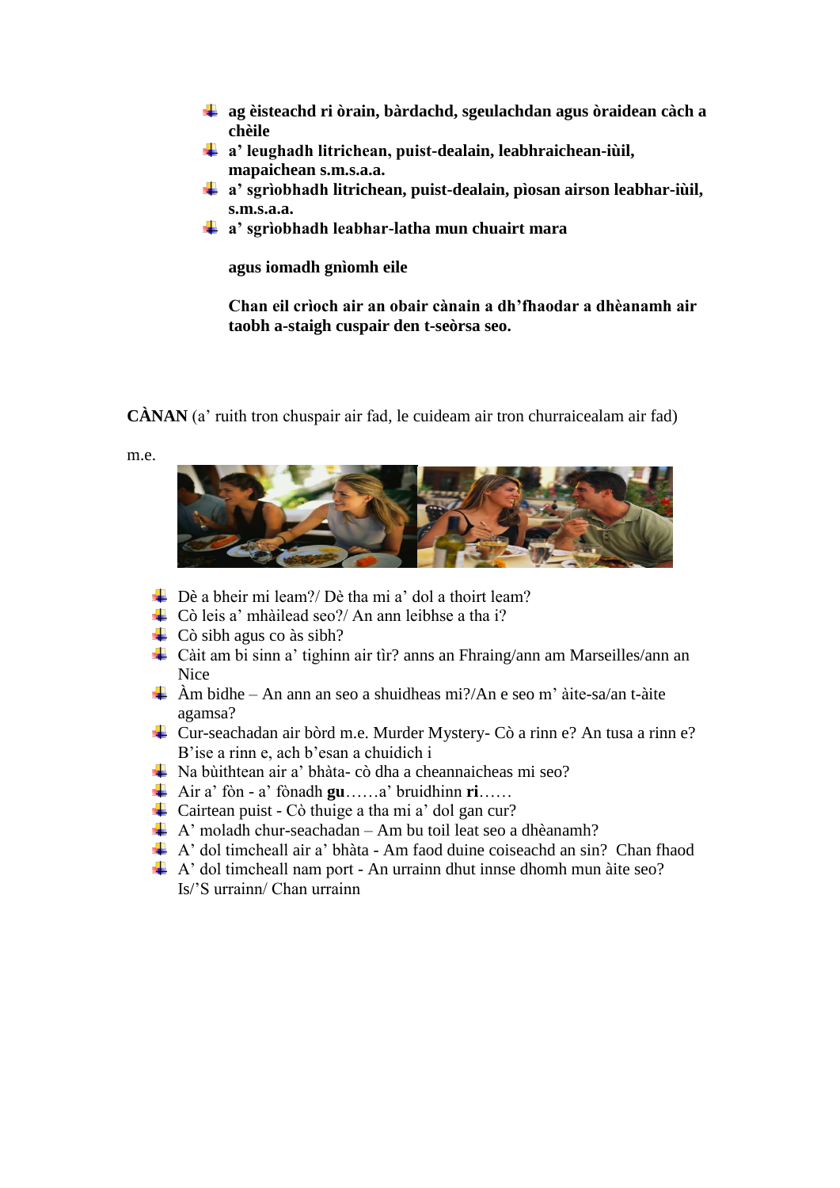- **ag èisteachd ri òrain, bàrdachd, sgeulachdan agus òraidean càch a chèile**
- **a' leughadh litrichean, puist-dealain, leabhraichean-iùil, mapaichean s.m.s.a.a.**
- **a' sgrìobhadh litrichean, puist-dealain, pìosan airson leabhar-iùil, s.m.s.a.a.**
- **a' sgrìobhadh leabhar-latha mun chuairt mara**

**agus iomadh gnìomh eile**

**Chan eil crìoch air an obair cànain a dh'fhaodar a dhèanamh air taobh a-staigh cuspair den t-seòrsa seo.**

**CÀNAN** (a' ruith tron chuspair air fad, le cuideam air tron churraicealam air fad)

m.e.

- Dè a bheir mi leam?/ Dè tha mi a' dol a thoirt leam?
- Cò leis a' mhàilead seo?/ An ann leibhse a tha i?
- Cò sibh agus co às sibh?
- Càit am bi sinn a' tighinn air tìr? anns an Fhraing/ann am Marseilles/ann an Nice
- Àm bidhe – An ann an seo a shuidheas mi?/An e seo m' àite-sa/an t-àite agamsa?
- Cur-seachadan air bòrd m.e. Murder Mystery- Cò a rinn e? An tusa a rinn e? B'ise a rinn e, ach b'esan a chuidich i
- Na bùithtean air a' bhàta- cò dha a cheannaicheas mi seo?
- Air a' fòn - a' fònadh **gu**……a' bruidhinn **ri**……
- Cairtean puist - Cò thuige a tha mi a' dol gan cur?
- A' moladh chur-seachadan – Am bu toil leat seo a dhèanamh?
- A' dol timcheall air a' bhàta - Am faod duine coiseachd an sin? Chan fhaod
- A' dol timcheall nam port - An urrainn dhut innse dhomh mun àite seo? Is/'S urrainn/ Chan urrainn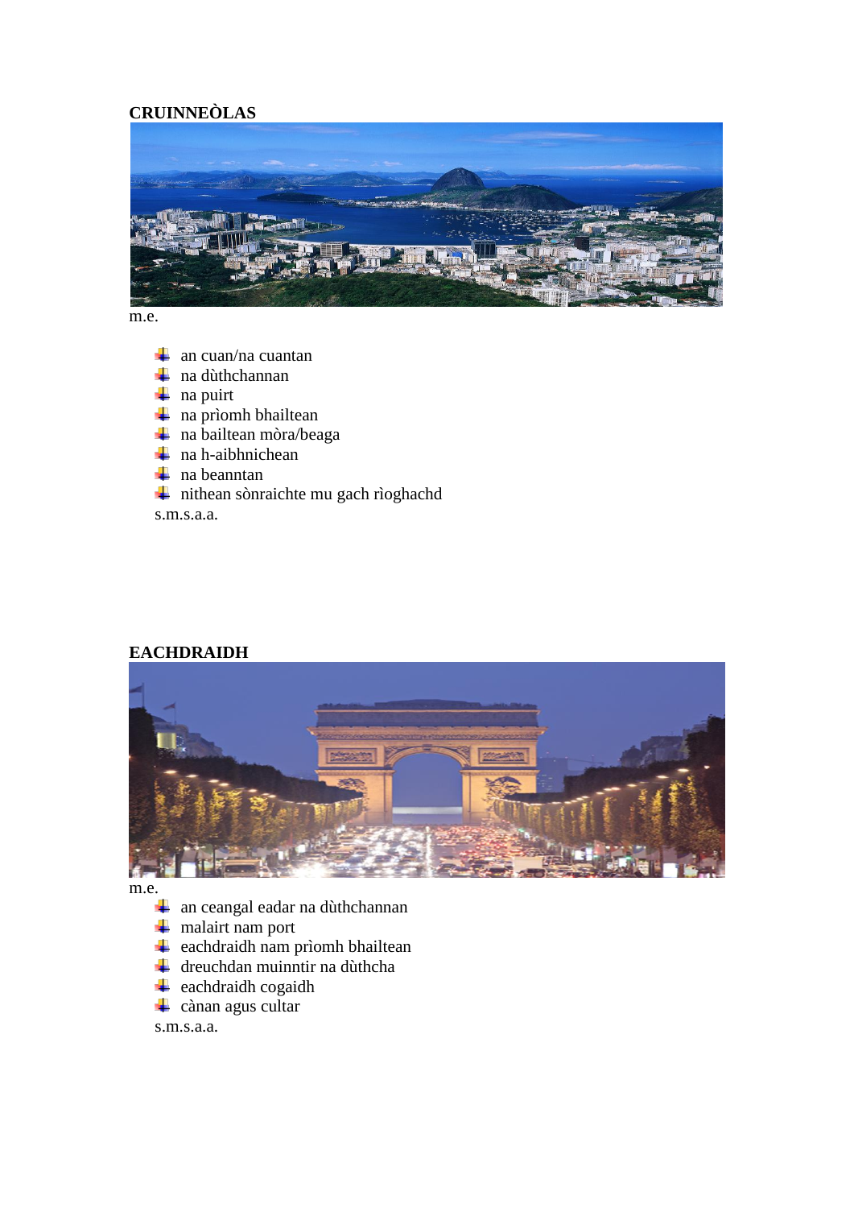**CRUINNEÒLAS**

m.e.

- an cuan/na cuantan
- na dùthchannan
- na puirt
- na prìomh bhailtean
- na bailtean mòra/beaga
- na h-aibhnichean
- na beanntan
- nithean sònraichte mu gach rìoghachd

s.m.s.a.a.

**EACHDRAIDH**

m.e.

- an ceangal eadar na dùthchannan
- malairt nam port
- eachdraidh nam prìomh bhailtean
- dreuchdan muinntir na dùthcha
- eachdraidh cogaidh
- cànan agus cultar

s.m.s.a.a.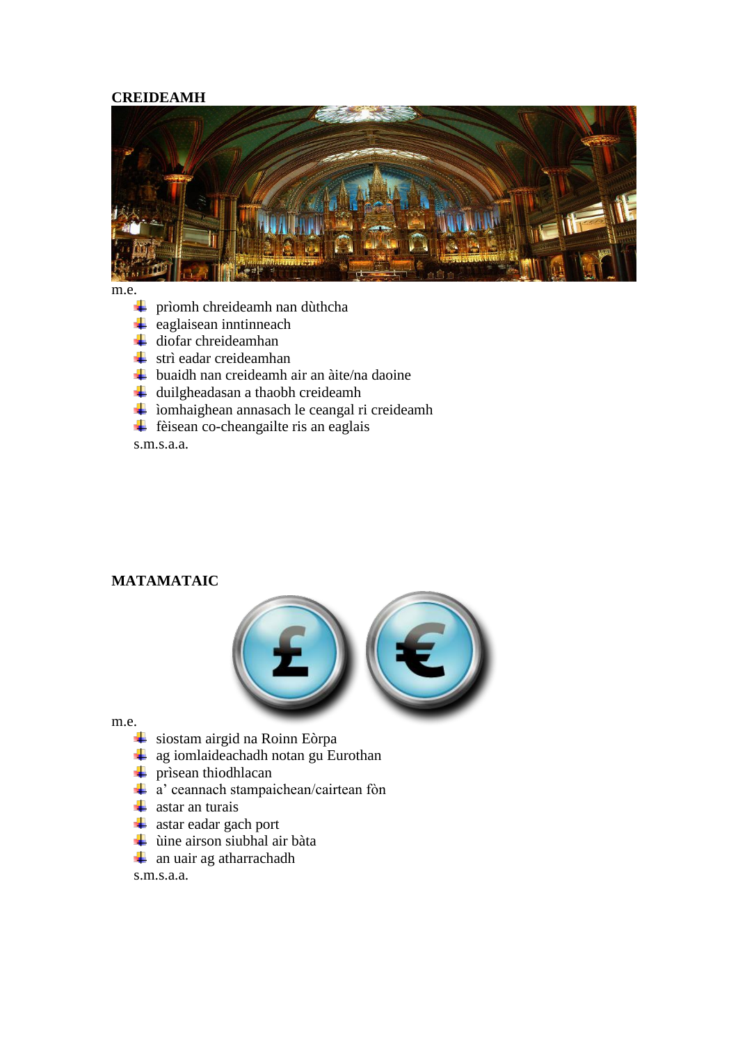**CREIDEAMH**

m.e.

- prìomh chreideamh nan dùthcha
- eaglaisean inntinneach
- diofar chreideamhan
- strì eadar creideamhan
- buaidh nan creideamh air an àite/na daoine
- duilgheadasan a thaobh creideamh
- ìomhaighean annasach le ceangal ri creideamh
- fèisean co-cheangailte ris an eaglais

s.m.s.a.a.

**MATAMATAIC**

m.e.

- siostam airgid na Roinn Eòrpa
- ag iomlaideachadh notan gu Eurothan
- prìsean thiodhlacan
- a' ceannach stampaichean/cairtean fòn
- astar an turais
- astar eadar gach port
- ùine airson siubhal air bàta
- an uair ag atharrachadh

s.m.s.a.a.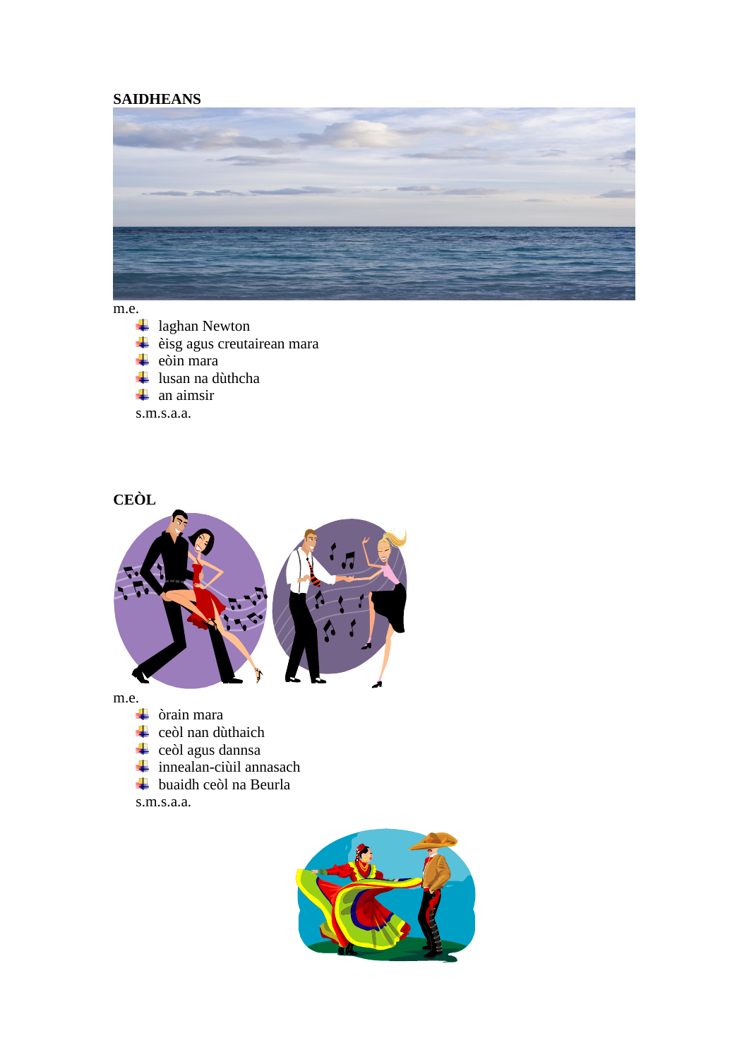**SAIDHEANS**

m.e.

- laghan Newton
- èisg agus creutairean mara
- eòin mara
- lusan na dùthcha
- an aimsir

s.m.s.a.a.

**CEÒL**

m.e.

- òrain mara
- ceòl nan dùthaich
- ceòl agus dannsa
- innealan-ciùil annasach
- buaidh ceòl na Beurla

s.m.s.a.a.